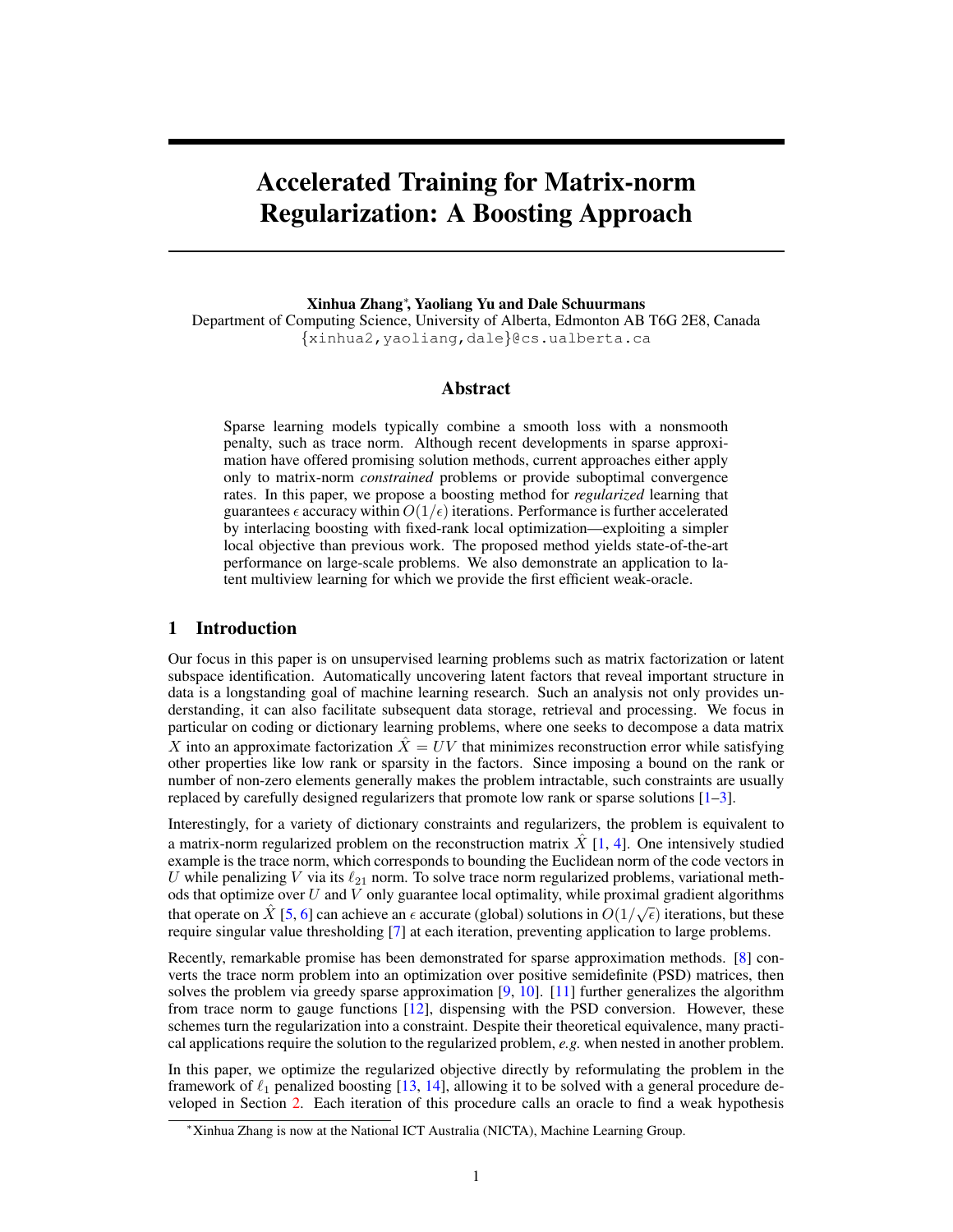# Accelerated Training for Matrix-norm Regularization: A Boosting Approach

**Xinhua Zhang***, **Yaoliang Yu and Dale Schuurmans**
Department of Computing Science, University of Alberta, Edmonton AB T6G 2E8, Canada
{xinhua2,yaoliang,dale}@cs.ualberta.ca

## Abstract

Sparse learning models typically combine a smooth loss with a nonsmooth penalty, such as trace norm. Although recent developments in sparse approximation have offered promising solution methods, current approaches either apply only to matrix-norm *constrained* problems or provide suboptimal convergence rates. In this paper, we propose a boosting method for *regularized* learning that guarantees $\epsilon$ accuracy within $O(1/\epsilon)$ iterations. Performance is further accelerated by interlacing boosting with fixed-rank local optimization—exploiting a simpler local objective than previous work. The proposed method yields state-of-the-art performance on large-scale problems. We also demonstrate an application to latent multiview learning for which we provide the first efficient weak-oracle.

## 1 Introduction

Our focus in this paper is on unsupervised learning problems such as matrix factorization or latent subspace identification. Automatically uncovering latent factors that reveal important structure in data is a longstanding goal of machine learning research. Such an analysis not only provides understanding, it can also facilitate subsequent data storage, retrieval and processing. We focus in particular on coding or dictionary learning problems, where one seeks to decompose a data matrix $X$ into an approximate factorization $\hat{X} = UV$ that minimizes reconstruction error while satisfying other properties like low rank or sparsity in the factors. Since imposing a bound on the rank or number of non-zero elements generally makes the problem intractable, such constraints are usually replaced by carefully designed regularizers that promote low rank or sparse solutions [1–3].

Interestingly, for a variety of dictionary constraints and regularizers, the problem is equivalent to a matrix-norm regularized problem on the reconstruction matrix $\hat{X}$ [1, 4]. One intensively studied example is the trace norm, which corresponds to bounding the Euclidean norm of the code vectors in $U$ while penalizing $V$ via its $\ell_{21}$ norm. To solve trace norm regularized problems, variational methods that optimize over $U$ and $V$ only guarantee local optimality, while proximal gradient algorithms that operate on $\hat{X}$ [5, 6] can achieve an $\epsilon$ accurate (global) solutions in $O(1/\sqrt{\epsilon})$ iterations, but these require singular value thresholding [7] at each iteration, preventing application to large problems.

Recently, remarkable promise has been demonstrated for sparse approximation methods. [8] converts the trace norm problem into an optimization over positive semidefinite (PSD) matrices, then solves the problem via greedy sparse approximation [9, 10]. [11] further generalizes the algorithm from trace norm to gauge functions [12], dispensing with the PSD conversion. However, these schemes turn the regularization into a constraint. Despite their theoretical equivalence, many practical applications require the solution to the regularized problem, *e.g.* when nested in another problem.

In this paper, we optimize the regularized objective directly by reformulating the problem in the framework of $\ell_1$ penalized boosting [13, 14], allowing it to be solved with a general procedure developed in Section 2. Each iteration of this procedure calls an oracle to find a weak hypothesis

*Xinhua Zhang is now at the National ICT Australia (NICTA), Machine Learning Group.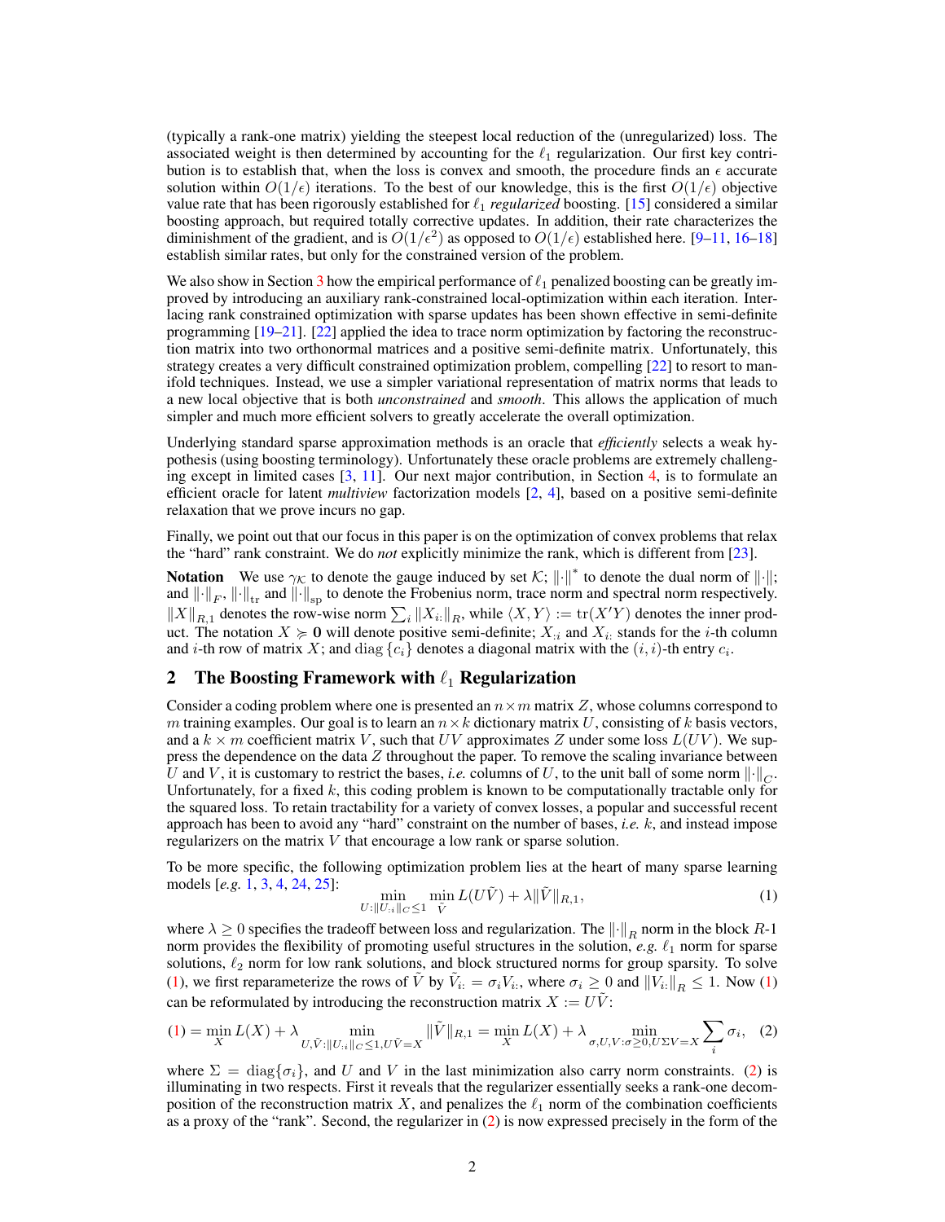(typically a rank-one matrix) yielding the steepest local reduction of the (unregularized) loss. The associated weight is then determined by accounting for the $\ell_1$ regularization. Our first key contribution is to establish that, when the loss is convex and smooth, the procedure finds an $\epsilon$ accurate solution within $O(1/\epsilon)$ iterations. To the best of our knowledge, this is the first $O(1/\epsilon)$ objective value rate that has been rigorously established for $\ell_1$ *regularized* boosting. [15] considered a similar boosting approach, but required totally corrective updates. In addition, their rate characterizes the diminishment of the gradient, and is $O(1/\epsilon^2)$ as opposed to $O(1/\epsilon)$ established here. [9–11, 16–18] establish similar rates, but only for the constrained version of the problem.

We also show in Section 3 how the empirical performance of $\ell_1$ penalized boosting can be greatly improved by introducing an auxiliary rank-constrained local-optimization within each iteration. Interlacing rank constrained optimization with sparse updates has been shown effective in semi-definite programming [19–21]. [22] applied the idea to trace norm optimization by factoring the reconstruction matrix into two orthonormal matrices and a positive semi-definite matrix. Unfortunately, this strategy creates a very difficult constrained optimization problem, compelling [22] to resort to manifold techniques. Instead, we use a simpler variational representation of matrix norms that leads to a new local objective that is both *unconstrained* and *smooth*. This allows the application of much simpler and much more efficient solvers to greatly accelerate the overall optimization.

Underlying standard sparse approximation methods is an oracle that *efficiently* selects a weak hypothesis (using boosting terminology). Unfortunately these oracle problems are extremely challenging except in limited cases [3, 11]. Our next major contribution, in Section 4, is to formulate an efficient oracle for latent *multiview* factorization models [2, 4], based on a positive semi-definite relaxation that we prove incurs no gap.

Finally, we point out that our focus in this paper is on the optimization of convex problems that relax the "hard" rank constraint. We do *not* explicitly minimize the rank, which is different from [23].

**Notation** We use $\gamma_{\mathcal{K}}$ to denote the gauge induced by set $\mathcal{K}$; $\|\cdot\|^*$ to denote the dual norm of $\|\cdot\|$; and $\|\cdot\|_F$, $\|\cdot\|_{\mathrm{tr}}$ and $\|\cdot\|_{\mathrm{sp}}$ to denote the Frobenius norm, trace norm and spectral norm respectively. $\|X\|_{R,1}$ denotes the row-wise norm $\sum_i \|X_{i:}\|_R$, while $\langle X, Y\rangle := \mathrm{tr}(X'Y)$ denotes the inner product. The notation $X \succcurlyeq \mathbf{0}$ will denote positive semi-definite; $X_{:i}$ and $X_{i:}$ stands for the $i$-th column and $i$-th row of matrix $X$; and $\mathrm{diag}\{c_i\}$ denotes a diagonal matrix with the $(i,i)$-th entry $c_i$.

## 2 The Boosting Framework with $\ell_1$ Regularization

Consider a coding problem where one is presented an $n \times m$ matrix $Z$, whose columns correspond to $m$ training examples. Our goal is to learn an $n \times k$ dictionary matrix $U$, consisting of $k$ basis vectors, and a $k \times m$ coefficient matrix $V$, such that $UV$ approximates $Z$ under some loss $L(UV)$. We suppress the dependence on the data $Z$ throughout the paper. To remove the scaling invariance between $U$ and $V$, it is customary to restrict the bases, *i.e.* columns of $U$, to the unit ball of some norm $\|\cdot\|_C$. Unfortunately, for a fixed $k$, this coding problem is known to be computationally tractable only for the squared loss. To retain tractability for a variety of convex losses, a popular and successful recent approach has been to avoid any "hard" constraint on the number of bases, *i.e.* $k$, and instead impose regularizers on the matrix $V$ that encourage a low rank or sparse solution.

To be more specific, the following optimization problem lies at the heart of many sparse learning models [*e.g.* 1, 3, 4, 24, 25]:

$$\min_{U:\|U_{:i}\|_C \le 1} \min_{\tilde{V}} L(U\tilde{V}) + \lambda \|\tilde{V}\|_{R,1}, \tag{1}$$

where $\lambda \ge 0$ specifies the tradeoff between loss and regularization. The $\|\cdot\|_R$ norm in the block $R$-1 norm provides the flexibility of promoting useful structures in the solution, *e.g.* $\ell_1$ norm for sparse solutions, $\ell_2$ norm for low rank solutions, and block structured norms for group sparsity. To solve (1), we first reparameterize the rows of $\tilde{V}$ by $\tilde{V}_{i:} = \sigma_i V_{i:}$, where $\sigma_i \ge 0$ and $\|V_{i:}\|_R \le 1$. Now (1) can be reformulated by introducing the reconstruction matrix $X := U\tilde{V}$:

$$(1) = \min_X L(X) + \lambda \min_{U,\tilde{V}:\|U_{:i}\|_C \le 1, U\tilde{V}=X} \|\tilde{V}\|_{R,1} = \min_X L(X) + \lambda \min_{\sigma,U,V:\sigma\ge 0, U\Sigma V = X} \sum_i \sigma_i, \tag{2}$$

where $\Sigma = \mathrm{diag}\{\sigma_i\}$, and $U$ and $V$ in the last minimization also carry norm constraints. (2) is illuminating in two respects. First it reveals that the regularizer essentially seeks a rank-one decomposition of the reconstruction matrix $X$, and penalizes the $\ell_1$ norm of the combination coefficients as a proxy of the "rank". Second, the regularizer in (2) is now expressed precisely in the form of the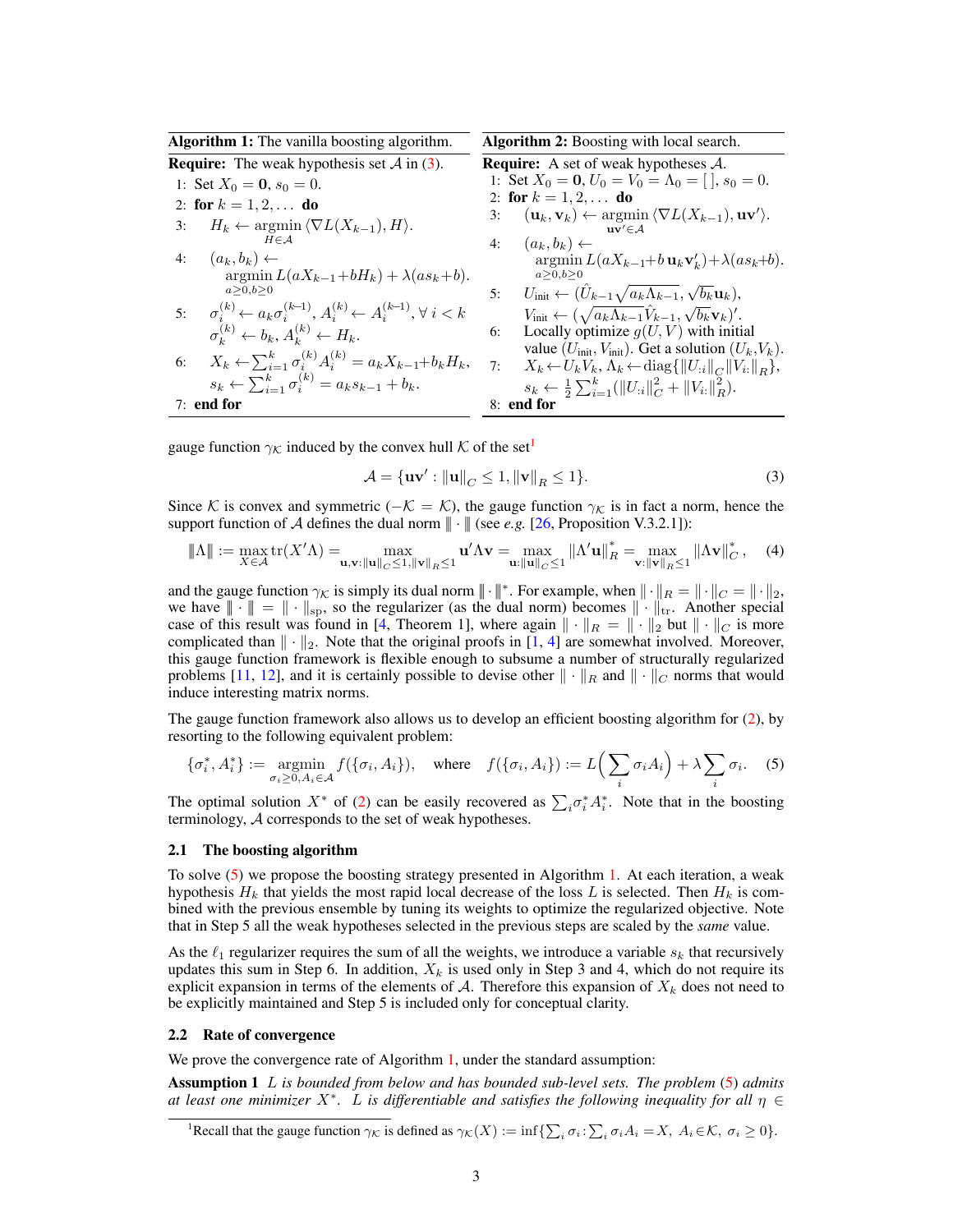**Algorithm 1:** The vanilla boosting algorithm.

**Require:** The weak hypothesis set $\mathcal{A}$ in (3).

1: Set $X_0 = \mathbf{0}$, $s_0 = 0$.
2: **for** $k = 1, 2, \ldots$ **do**
3: $\quad H_k \leftarrow \underset{H \in \mathcal{A}}{\operatorname{argmin}} \langle \nabla L(X_{k-1}), H \rangle$.
4: $\quad (a_k, b_k) \leftarrow \underset{a \geq 0, b \geq 0}{\operatorname{argmin}} L(aX_{k-1} + bH_k) + \lambda(as_k + b)$.
5: $\quad \sigma_i^{(k)} \leftarrow a_k \sigma_i^{(k-1)}$, $A_i^{(k)} \leftarrow A_i^{(k-1)}$, $\forall\, i < k$
$\quad \sigma_k^{(k)} \leftarrow b_k$, $A_k^{(k)} \leftarrow H_k$.
6: $\quad X_k \leftarrow \sum_{i=1}^k \sigma_i^{(k)} A_i^{(k)} = a_k X_{k-1} + b_k H_k$,
$\quad s_k \leftarrow \sum_{i=1}^k \sigma_i^{(k)} = a_k s_{k-1} + b_k$.
7: **end for**

**Algorithm 2:** Boosting with local search.

**Require:** A set of weak hypotheses $\mathcal{A}$.

1: Set $X_0 = \mathbf{0}$, $U_0 = V_0 = \Lambda_0 = [\,]$, $s_0 = 0$.
2: **for** $k = 1, 2, \ldots$ **do**
3: $\quad (\mathbf{u}_k, \mathbf{v}_k) \leftarrow \underset{\mathbf{u}\mathbf{v}' \in \mathcal{A}}{\operatorname{argmin}} \langle \nabla L(X_{k-1}), \mathbf{u}\mathbf{v}' \rangle$.
4: $\quad (a_k, b_k) \leftarrow \underset{a \geq 0, b \geq 0}{\operatorname{argmin}} L(aX_{k-1} + b\, \mathbf{u}_k \mathbf{v}_k') + \lambda(as_k + b)$.
5: $\quad U_{\text{init}} \leftarrow (\hat{U}_{k-1}\sqrt{a_k \Lambda_{k-1}}, \sqrt{b_k}\mathbf{u}_k)$,
$\quad V_{\text{init}} \leftarrow (\sqrt{a_k \Lambda_{k-1}}\hat{V}_{k-1}, \sqrt{b_k}\mathbf{v}_k)'$.
6: $\quad$ Locally optimize $g(U, V)$ with initial value $(U_{\text{init}}, V_{\text{init}})$. Get a solution $(U_k, V_k)$.
7: $\quad X_k \leftarrow U_k V_k$, $\Lambda_k \leftarrow \operatorname{diag}\{\|U_{:i}\|_C \|V_{i:}\|_R\}$,
$\quad s_k \leftarrow \frac{1}{2}\sum_{i=1}^k (\|U_{:i}\|_C^2 + \|V_{i:}\|_R^2)$.
8: **end for**

gauge function $\gamma_\mathcal{K}$ induced by the convex hull $\mathcal{K}$ of the set[1]

$$\mathcal{A} = \{\mathbf{u}\mathbf{v}' : \|\mathbf{u}\|_C \leq 1, \|\mathbf{v}\|_R \leq 1\}. \tag{3}$$

Since $\mathcal{K}$ is convex and symmetric ($-\mathcal{K} = \mathcal{K}$), the gauge function $\gamma_\mathcal{K}$ is in fact a norm, hence the support function of $\mathcal{A}$ defines the dual norm $|\!|\!| \cdot |\!|\!|$ (see *e.g.* [26, Proposition V.3.2.1]):

$$|\!|\!|\Lambda|\!|\!| := \max_{X \in \mathcal{A}} \operatorname{tr}(X'\Lambda) = \max_{\mathbf{u},\mathbf{v}: \|\mathbf{u}\|_C \leq 1, \|\mathbf{v}\|_R \leq 1} \mathbf{u}'\Lambda\mathbf{v} = \max_{\mathbf{u}: \|\mathbf{u}\|_C \leq 1} \|\Lambda'\mathbf{u}\|_R^* = \max_{\mathbf{v}: \|\mathbf{v}\|_R \leq 1} \|\Lambda\mathbf{v}\|_C^*, \tag{4}$$

and the gauge function $\gamma_\mathcal{K}$ is simply its dual norm $|\!|\!| \cdot |\!|\!|^*$. For example, when $\|\cdot\|_R = \|\cdot\|_C = \|\cdot\|_2$, we have $|\!|\!| \cdot |\!|\!| = \|\cdot\|_{\text{sp}}$, so the regularizer (as the dual norm) becomes $\|\cdot\|_{\text{tr}}$. Another special case of this result was found in [4, Theorem 1], where again $\|\cdot\|_R = \|\cdot\|_2$ but $\|\cdot\|_C$ is more complicated than $\|\cdot\|_2$. Note that the original proofs in [1, 4] are somewhat involved. Moreover, this gauge function framework is flexible enough to subsume a number of structurally regularized problems [11, 12], and it is certainly possible to devise other $\|\cdot\|_R$ and $\|\cdot\|_C$ norms that would induce interesting matrix norms.

The gauge function framework also allows us to develop an efficient boosting algorithm for (2), by resorting to the following equivalent problem:

$$\{\sigma_i^*, A_i^*\} := \underset{\sigma_i \geq 0, A_i \in \mathcal{A}}{\operatorname{argmin}} f(\{\sigma_i, A_i\}), \quad \text{where} \quad f(\{\sigma_i, A_i\}) := L\Big(\sum_i \sigma_i A_i\Big) + \lambda \sum_i \sigma_i. \tag{5}$$

The optimal solution $X^*$ of (2) can be easily recovered as $\sum_i \sigma_i^* A_i^*$. Note that in the boosting terminology, $\mathcal{A}$ corresponds to the set of weak hypotheses.

### 2.1 The boosting algorithm

To solve (5) we propose the boosting strategy presented in Algorithm 1. At each iteration, a weak hypothesis $H_k$ that yields the most rapid local decrease of the loss $L$ is selected. Then $H_k$ is combined with the previous ensemble by tuning its weights to optimize the regularized objective. Note that in Step 5 all the weak hypotheses selected in the previous steps are scaled by the *same* value.

As the $\ell_1$ regularizer requires the sum of all the weights, we introduce a variable $s_k$ that recursively updates this sum in Step 6. In addition, $X_k$ is used only in Step 3 and 4, which do not require its explicit expansion in terms of the elements of $\mathcal{A}$. Therefore this expansion of $X_k$ does not need to be explicitly maintained and Step 5 is included only for conceptual clarity.

### 2.2 Rate of convergence

We prove the convergence rate of Algorithm 1, under the standard assumption:

**Assumption 1** *$L$ is bounded from below and has bounded sub-level sets. The problem (5) admits at least one minimizer $X^*$. $L$ is differentiable and satisfies the following inequality for all $\eta \in$*

[1] Recall that the gauge function $\gamma_\mathcal{K}$ is defined as $\gamma_\mathcal{K}(X) := \inf\{\sum_i \sigma_i : \sum_i \sigma_i A_i = X,\ A_i \in \mathcal{K},\ \sigma_i \geq 0\}$.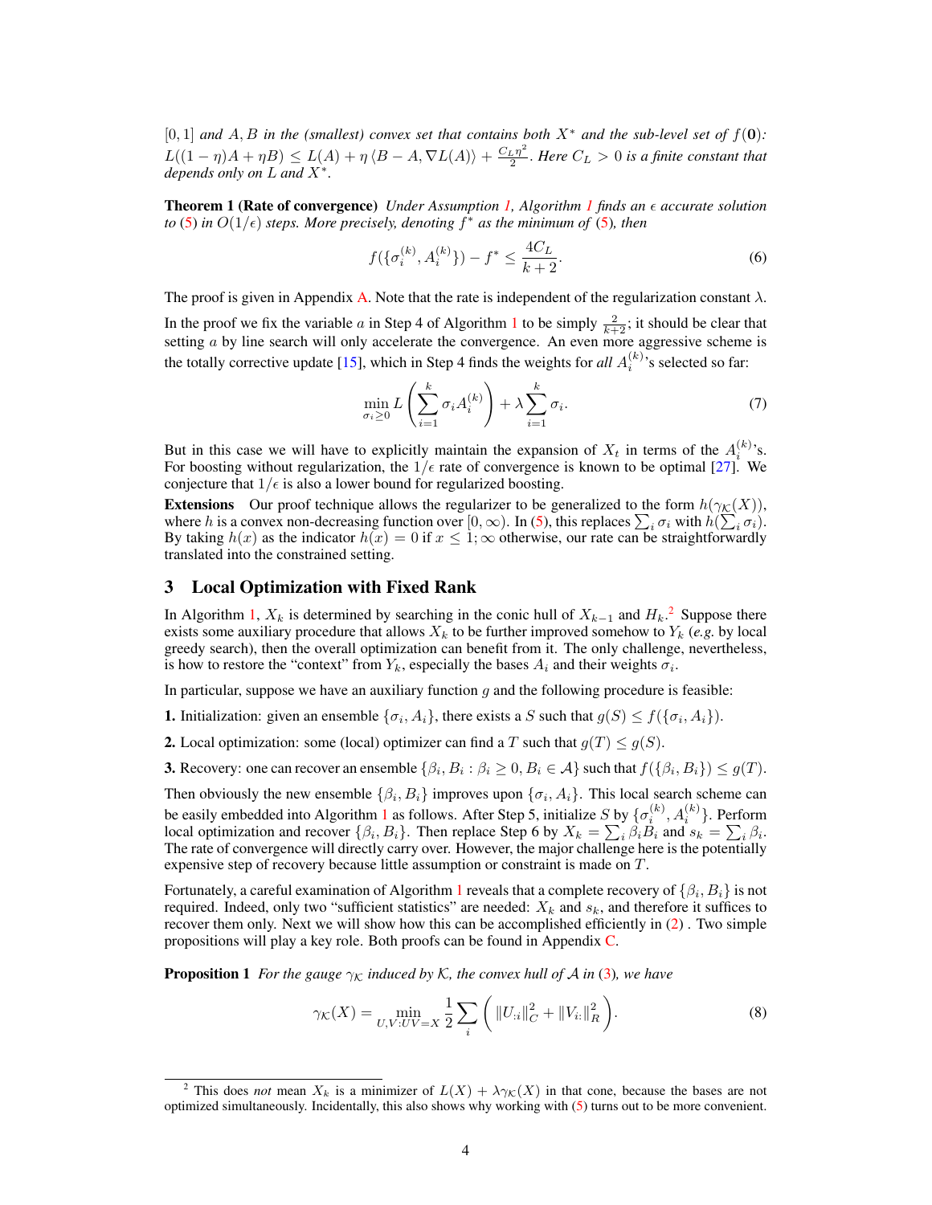$[0, 1]$ *and* $A, B$ *in the (smallest) convex set that contains both* $X^*$ *and the sub-level set of* $f(\mathbf{0})$*:* $L((1-\eta)A + \eta B) \le L(A) + \eta \langle B - A, \nabla L(A)\rangle + \frac{C_L \eta^2}{2}$*. Here* $C_L > 0$ *is a finite constant that depends only on* $L$ *and* $X^*$*.*

**Theorem 1 (Rate of convergence)** *Under Assumption 1, Algorithm 1 finds an* $\epsilon$ *accurate solution to (5) in* $O(1/\epsilon)$ *steps. More precisely, denoting* $f^*$ *as the minimum of (5), then*

$$f(\{\sigma_i^{(k)}, A_i^{(k)}\}) - f^* \le \frac{4C_L}{k+2}. \tag{6}$$

The proof is given in Appendix A. Note that the rate is independent of the regularization constant $\lambda$.

In the proof we fix the variable $a$ in Step 4 of Algorithm 1 to be simply $\frac{2}{k+2}$; it should be clear that setting $a$ by line search will only accelerate the convergence. An even more aggressive scheme is the totally corrective update [15], which in Step 4 finds the weights for *all* $A_i^{(k)}$'s selected so far:

$$\min_{\sigma_i \ge 0} L\left(\sum_{i=1}^{k} \sigma_i A_i^{(k)}\right) + \lambda \sum_{i=1}^{k} \sigma_i. \tag{7}$$

But in this case we will have to explicitly maintain the expansion of $X_t$ in terms of the $A_i^{(k)}$'s. For boosting without regularization, the $1/\epsilon$ rate of convergence is known to be optimal [27]. We conjecture that $1/\epsilon$ is also a lower bound for regularized boosting.

**Extensions** Our proof technique allows the regularizer to be generalized to the form $h(\gamma_{\mathcal{K}}(X))$, where $h$ is a convex non-decreasing function over $[0, \infty)$. In (5), this replaces $\sum_i \sigma_i$ with $h(\sum_i \sigma_i)$. By taking $h(x)$ as the indicator $h(x) = 0$ if $x \le 1$; $\infty$ otherwise, our rate can be straightforwardly translated into the constrained setting.

## 3 Local Optimization with Fixed Rank

In Algorithm 1, $X_k$ is determined by searching in the conic hull of $X_{k-1}$ and $H_k$.[2] Suppose there exists some auxiliary procedure that allows $X_k$ to be further improved somehow to $Y_k$ (*e.g.* by local greedy search), then the overall optimization can benefit from it. The only challenge, nevertheless, is how to restore the "context" from $Y_k$, especially the bases $A_i$ and their weights $\sigma_i$.

In particular, suppose we have an auxiliary function $g$ and the following procedure is feasible:

**1.** Initialization: given an ensemble $\{\sigma_i, A_i\}$, there exists a $S$ such that $g(S) \le f(\{\sigma_i, A_i\})$.

**2.** Local optimization: some (local) optimizer can find a $T$ such that $g(T) \le g(S)$.

**3.** Recovery: one can recover an ensemble $\{\beta_i, B_i : \beta_i \ge 0, B_i \in \mathcal{A}\}$ such that $f(\{\beta_i, B_i\}) \le g(T)$.

Then obviously the new ensemble $\{\beta_i, B_i\}$ improves upon $\{\sigma_i, A_i\}$. This local search scheme can be easily embedded into Algorithm 1 as follows. After Step 5, initialize $S$ by $\{\sigma_i^{(k)}, A_i^{(k)}\}$. Perform local optimization and recover $\{\beta_i, B_i\}$. Then replace Step 6 by $X_k = \sum_i \beta_i B_i$ and $s_k = \sum_i \beta_i$. The rate of convergence will directly carry over. However, the major challenge here is the potentially expensive step of recovery because little assumption or constraint is made on $T$.

Fortunately, a careful examination of Algorithm 1 reveals that a complete recovery of $\{\beta_i, B_i\}$ is not required. Indeed, only two "sufficient statistics" are needed: $X_k$ and $s_k$, and therefore it suffices to recover them only. Next we will show how this can be accomplished efficiently in (2) . Two simple propositions will play a key role. Both proofs can be found in Appendix C.

**Proposition 1** *For the gauge* $\gamma_{\mathcal{K}}$ *induced by* $\mathcal{K}$*, the convex hull of* $\mathcal{A}$ *in (3), we have*

$$\gamma_{\mathcal{K}}(X) = \min_{U,V:UV=X} \frac{1}{2} \sum_i \left( \|U_{:i}\|_C^2 + \|V_{i:}\|_R^2 \right). \tag{8}$$

[2] This does *not* mean $X_k$ is a minimizer of $L(X) + \lambda\gamma_{\mathcal{K}}(X)$ in that cone, because the bases are not optimized simultaneously. Incidentally, this also shows why working with (5) turns out to be more convenient.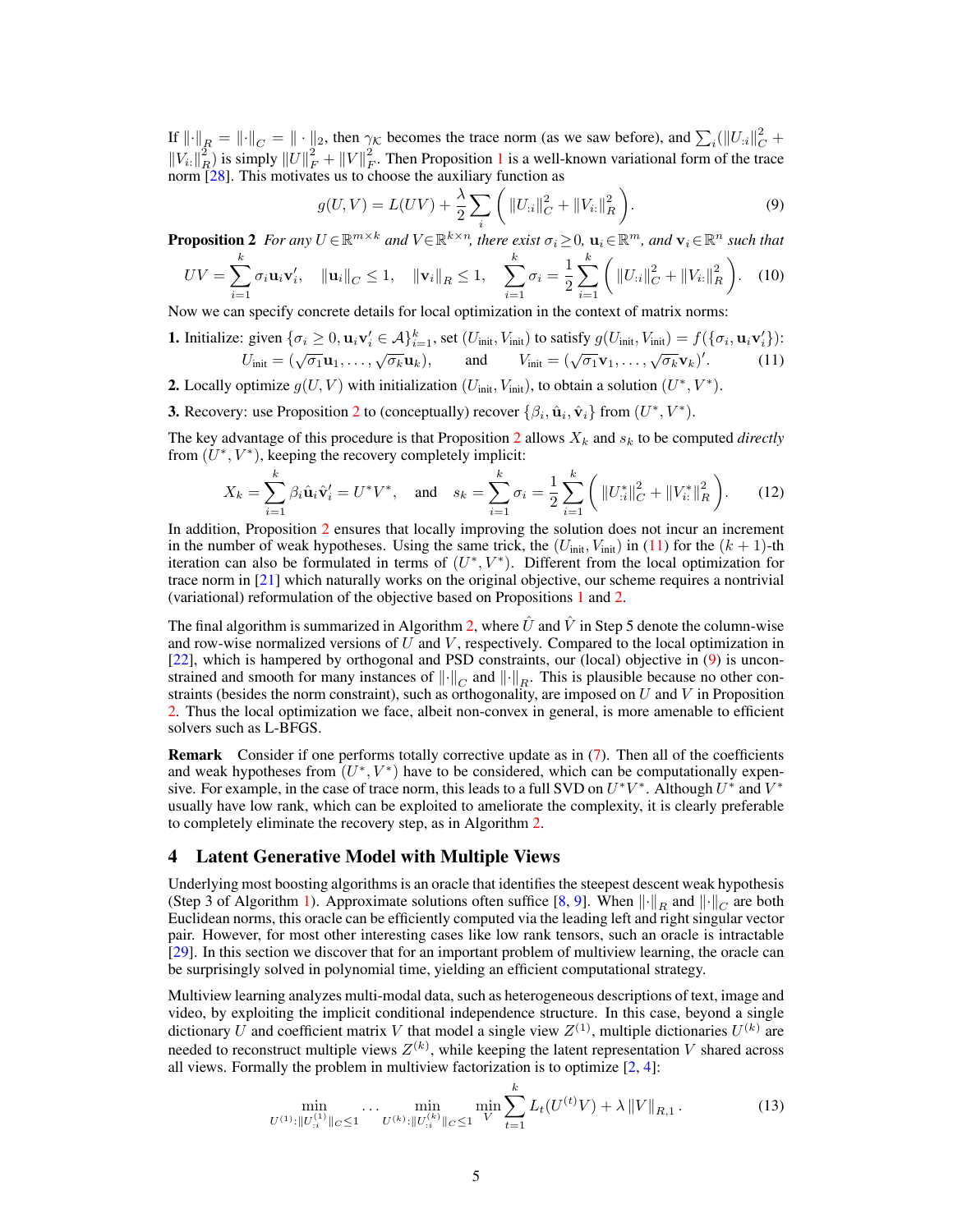If $\|\cdot\|_R = \|\cdot\|_C = \|\cdot\|_2$, then $\gamma_{\mathcal{K}}$ becomes the trace norm (as we saw before), and $\sum_i (\|U_{:i}\|_C^2 + \|V_{i:}\|_R^2)$ is simply $\|U\|_F^2 + \|V\|_F^2$. Then Proposition 1 is a well-known variational form of the trace norm [28]. This motivates us to choose the auxiliary function as

$$g(U, V) = L(UV) + \frac{\lambda}{2} \sum_i \left( \|U_{:i}\|_C^2 + \|V_{i:}\|_R^2 \right). \tag{9}$$

**Proposition 2** *For any $U \in \mathbb{R}^{m \times k}$ and $V \in \mathbb{R}^{k \times n}$, there exist $\sigma_i \geq 0$, $\mathbf{u}_i \in \mathbb{R}^m$, and $\mathbf{v}_i \in \mathbb{R}^n$ such that*

$$UV = \sum_{i=1}^k \sigma_i \mathbf{u}_i \mathbf{v}_i', \quad \|\mathbf{u}_i\|_C \leq 1, \quad \|\mathbf{v}_i\|_R \leq 1, \quad \sum_{i=1}^k \sigma_i = \frac{1}{2} \sum_{i=1}^k \left( \|U_{:i}\|_C^2 + \|V_{i:}\|_R^2 \right). \tag{10}$$

Now we can specify concrete details for local optimization in the context of matrix norms:

**1.** Initialize: given $\{\sigma_i \geq 0, \mathbf{u}_i \mathbf{v}_i' \in \mathcal{A}\}_{i=1}^k$, set $(U_{\text{init}}, V_{\text{init}})$ to satisfy $g(U_{\text{init}}, V_{\text{init}}) = f(\{\sigma_i, \mathbf{u}_i \mathbf{v}_i'\})$:

$$U_{\text{init}} = (\sqrt{\sigma_1}\mathbf{u}_1, \ldots, \sqrt{\sigma_k}\mathbf{u}_k), \qquad \text{and} \qquad V_{\text{init}} = (\sqrt{\sigma_1}\mathbf{v}_1, \ldots, \sqrt{\sigma_k}\mathbf{v}_k)'. \tag{11}$$

**2.** Locally optimize $g(U, V)$ with initialization $(U_{\text{init}}, V_{\text{init}})$, to obtain a solution $(U^*, V^*)$.

**3.** Recovery: use Proposition 2 to (conceptually) recover $\{\beta_i, \hat{\mathbf{u}}_i, \hat{\mathbf{v}}_i\}$ from $(U^*, V^*)$.

The key advantage of this procedure is that Proposition 2 allows $X_k$ and $s_k$ to be computed *directly* from $(U^*, V^*)$, keeping the recovery completely implicit:

$$X_k = \sum_{i=1}^k \beta_i \hat{\mathbf{u}}_i \hat{\mathbf{v}}_i' = U^* V^*, \quad \text{and} \quad s_k = \sum_{i=1}^k \sigma_i = \frac{1}{2} \sum_{i=1}^k \left( \|U_{:i}^*\|_C^2 + \|V_{i:}^*\|_R^2 \right). \tag{12}$$

In addition, Proposition 2 ensures that locally improving the solution does not incur an increment in the number of weak hypotheses. Using the same trick, the $(U_{\text{init}}, V_{\text{init}})$ in (11) for the $(k+1)$-th iteration can also be formulated in terms of $(U^*, V^*)$. Different from the local optimization for trace norm in [21] which naturally works on the original objective, our scheme requires a nontrivial (variational) reformulation of the objective based on Propositions 1 and 2.

The final algorithm is summarized in Algorithm 2, where $\hat{U}$ and $\hat{V}$ in Step 5 denote the column-wise and row-wise normalized versions of $U$ and $V$, respectively. Compared to the local optimization in [22], which is hampered by orthogonal and PSD constraints, our (local) objective in (9) is unconstrained and smooth for many instances of $\|\cdot\|_C$ and $\|\cdot\|_R$. This is plausible because no other constraints (besides the norm constraint), such as orthogonality, are imposed on $U$ and $V$ in Proposition 2. Thus the local optimization we face, albeit non-convex in general, is more amenable to efficient solvers such as L-BFGS.

**Remark** Consider if one performs totally corrective update as in (7). Then all of the coefficients and weak hypotheses from $(U^*, V^*)$ have to be considered, which can be computationally expensive. For example, in the case of trace norm, this leads to a full SVD on $U^* V^*$. Although $U^*$ and $V^*$ usually have low rank, which can be exploited to ameliorate the complexity, it is clearly preferable to completely eliminate the recovery step, as in Algorithm 2.

## 4 Latent Generative Model with Multiple Views

Underlying most boosting algorithms is an oracle that identifies the steepest descent weak hypothesis (Step 3 of Algorithm 1). Approximate solutions often suffice [8, 9]. When $\|\cdot\|_R$ and $\|\cdot\|_C$ are both Euclidean norms, this oracle can be efficiently computed via the leading left and right singular vector pair. However, for most other interesting cases like low rank tensors, such an oracle is intractable [29]. In this section we discover that for an important problem of multiview learning, the oracle can be surprisingly solved in polynomial time, yielding an efficient computational strategy.

Multiview learning analyzes multi-modal data, such as heterogeneous descriptions of text, image and video, by exploiting the implicit conditional independence structure. In this case, beyond a single dictionary $U$ and coefficient matrix $V$ that model a single view $Z^{(1)}$, multiple dictionaries $U^{(k)}$ are needed to reconstruct multiple views $Z^{(k)}$, while keeping the latent representation $V$ shared across all views. Formally the problem in multiview factorization is to optimize [2, 4]:

$$\min_{U^{(1)}: \|U_{:i}^{(1)}\|_C \leq 1} \cdots \min_{U^{(k)}: \|U_{:i}^{(k)}\|_C \leq 1} \min_V \sum_{t=1}^k L_t(U^{(t)} V) + \lambda \|V\|_{R,1}. \tag{13}$$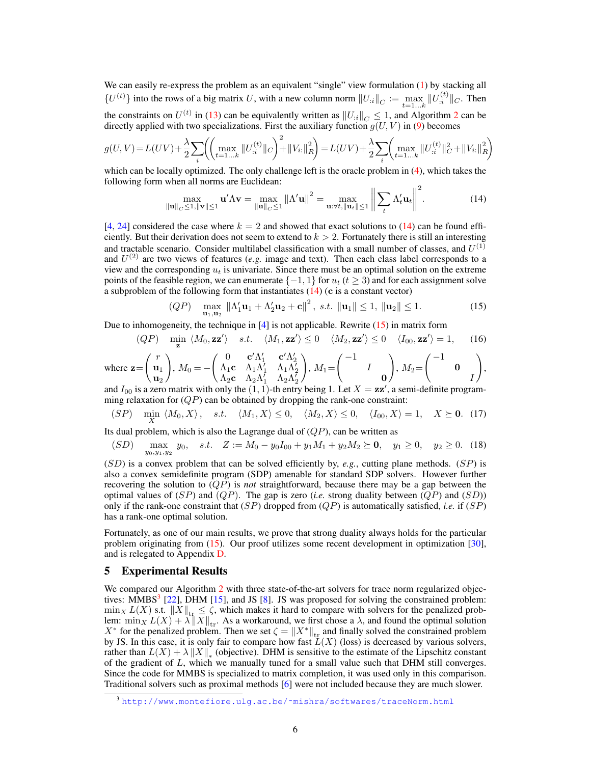We can easily re-express the problem as an equivalent "single" view formulation (1) by stacking all $\{U^{(t)}\}$ into the rows of a big matrix $U$, with a new column norm $\|U_{:i}\|_C := \max_{t=1\ldots k} \|U^{(t)}_{:i}\|_C$. Then the constraints on $U^{(t)}$ in (13) can be equivalently written as $\|U_{:i}\|_C \le 1$, and Algorithm 2 can be directly applied with two specializations. First the auxiliary function $g(U, V)$ in (9) becomes

$$g(U,V) = L(UV) + \frac{\lambda}{2}\sum_i \left(\left(\max_{t=1\ldots k} \|U^{(t)}_{:i}\|_C\right)^2 + \|V_{i:}\|_R^2\right) = L(UV) + \frac{\lambda}{2}\sum_i \left(\max_{t=1\ldots k} \|U^{(t)}_{:i}\|_C^2 + \|V_{i:}\|_R^2\right)$$

which can be locally optimized. The only challenge left is the oracle problem in (4), which takes the following form when all norms are Euclidean:

$$\max_{\|\mathbf{u}\|_C \le 1, \|\mathbf{v}\| \le 1} \mathbf{u}'\Lambda\mathbf{v} = \max_{\|\mathbf{u}\|_C \le 1} \|\Lambda'\mathbf{u}\|^2 = \max_{\mathbf{u}:\forall t, \|\mathbf{u}_t\| \le 1} \left\|\sum_t \Lambda'_t \mathbf{u}_t\right\|^2. \tag{14}$$

[4, 24] considered the case where $k = 2$ and showed that exact solutions to (14) can be found efficiently. But their derivation does not seem to extend to $k > 2$. Fortunately there is still an interesting and tractable scenario. Consider multilabel classification with a small number of classes, and $U^{(1)}$ and $U^{(2)}$ are two views of features (*e.g.* image and text). Then each class label corresponds to a view and the corresponding $u_t$ is univariate. Since there must be an optimal solution on the extreme points of the feasible region, we can enumerate $\{-1, 1\}$ for $u_t$ ($t \ge 3$) and for each assignment solve a subproblem of the following form that instantiates (14) ($\mathbf{c}$ is a constant vector)

$$(QP) \quad \max_{\mathbf{u}_1, \mathbf{u}_2} \|\Lambda'_1\mathbf{u}_1 + \Lambda'_2\mathbf{u}_2 + \mathbf{c}\|^2, \ s.t. \ \|\mathbf{u}_1\| \le 1, \ \|\mathbf{u}_2\| \le 1. \tag{15}$$

Due to inhomogeneity, the technique in [4] is not applicable. Rewrite (15) in matrix form

$$(QP) \quad \min_{\mathbf{z}} \ \langle M_0, \mathbf{z}\mathbf{z}'\rangle \quad s.t. \quad \langle M_1, \mathbf{z}\mathbf{z}'\rangle \le 0 \quad \langle M_2, \mathbf{z}\mathbf{z}'\rangle \le 0 \quad \langle I_{00}, \mathbf{z}\mathbf{z}'\rangle = 1, \tag{16}$$

where $\mathbf{z} = \begin{pmatrix} r \\ \mathbf{u}_1 \\ \mathbf{u}_2 \end{pmatrix}$, $M_0 = -\begin{pmatrix} 0 & \mathbf{c}'\Lambda'_1 & \mathbf{c}'\Lambda'_2 \\ \Lambda_1\mathbf{c} & \Lambda_1\Lambda'_1 & \Lambda_1\Lambda'_2 \\ \Lambda_2\mathbf{c} & \Lambda_2\Lambda'_1 & \Lambda_2\Lambda'_2 \end{pmatrix}$, $M_1 = \begin{pmatrix} -1 & & \\ & I & \\ & & \mathbf{0} \end{pmatrix}$, $M_2 = \begin{pmatrix} -1 & & \\ & \mathbf{0} & \\ & & I \end{pmatrix}$, and $I_{00}$ is a zero matrix with only the $(1,1)$-th entry being 1. Let $X = \mathbf{z}\mathbf{z}'$, a semi-definite programming relaxation for $(QP)$ can be obtained by dropping the rank-one constraint:

$$(SP) \quad \min_X \ \langle M_0, X\rangle, \quad s.t. \quad \langle M_1, X\rangle \le 0, \quad \langle M_2, X\rangle \le 0, \quad \langle I_{00}, X\rangle = 1, \quad X \succeq \mathbf{0}. \tag{17}$$

Its dual problem, which is also the Lagrange dual of $(QP)$, can be written as

$$(SD) \quad \max_{y_0, y_1, y_2} \ y_0, \quad s.t. \quad Z := M_0 - y_0 I_{00} + y_1 M_1 + y_2 M_2 \succeq \mathbf{0}, \quad y_1 \ge 0, \quad y_2 \ge 0. \tag{18}$$

$(SD)$ is a convex problem that can be solved efficiently by, *e.g.*, cutting plane methods. $(SP)$ is also a convex semidefinite program (SDP) amenable for standard SDP solvers. However further recovering the solution to $(QP)$ is *not* straightforward, because there may be a gap between the optimal values of $(SP)$ and $(QP)$. The gap is zero (*i.e.* strong duality between $(QP)$ and $(SD)$) only if the rank-one constraint that $(SP)$ dropped from $(QP)$ is automatically satisfied, *i.e.* if $(SP)$ has a rank-one optimal solution.

Fortunately, as one of our main results, we prove that strong duality always holds for the particular problem originating from (15). Our proof utilizes some recent development in optimization [30], and is relegated to Appendix D.

## 5 Experimental Results

We compared our Algorithm 2 with three state-of-the-art solvers for trace norm regularized objectives: MMBS[3] [22], DHM [15], and JS [8]. JS was proposed for solving the constrained problem: $\min_X L(X)$ s.t. $\|X\|_{\text{tr}} \le \zeta$, which makes it hard to compare with solvers for the penalized problem: $\min_X L(X) + \lambda\|X\|_{\text{tr}}$. As a workaround, we first chose a $\lambda$, and found the optimal solution $X^*$ for the penalized problem. Then we set $\zeta = \|X^*\|_{\text{tr}}$ and finally solved the constrained problem by JS. In this case, it is only fair to compare how fast $L(X)$ (loss) is decreased by various solvers, rather than $L(X) + \lambda\|X\|_*$ (objective). DHM is sensitive to the estimate of the Lipschitz constant of the gradient of $L$, which we manually tuned for a small value such that DHM still converges. Since the code for MMBS is specialized to matrix completion, it was used only in this comparison. Traditional solvers such as proximal methods [6] were not included because they are much slower.

[3] http://www.montefiore.ulg.ac.be/~mishra/softwares/traceNorm.html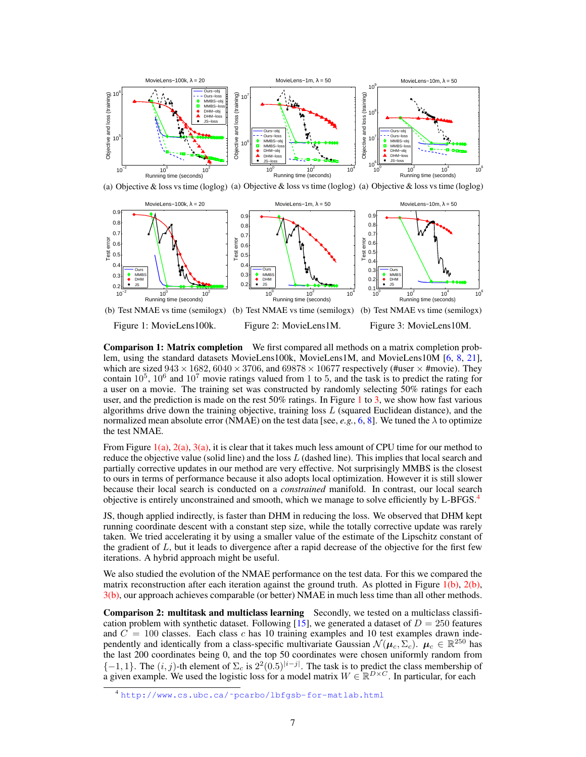(a) Objective & loss vs time (loglog) (a) Objective & loss vs time (loglog) (a) Objective & loss vs time (loglog)

(b) Test NMAE vs time (semilogx) (b) Test NMAE vs time (semilogx) (b) Test NMAE vs time (semilogx)

Figure 1: MovieLens100k. Figure 2: MovieLens1M. Figure 3: MovieLens10M.

**Comparison 1: Matrix completion** We first compared all methods on a matrix completion problem, using the standard datasets MovieLens100k, MovieLens1M, and MovieLens10M [6, 8, 21], which are sized $943 \times 1682$, $6040 \times 3706$, and $69878 \times 10677$ respectively (#user $\times$ #movie). They contain $10^5$, $10^6$ and $10^7$ movie ratings valued from 1 to 5, and the task is to predict the rating for a user on a movie. The training set was constructed by randomly selecting 50% ratings for each user, and the prediction is made on the rest 50% ratings. In Figure 1 to 3, we show how fast various algorithms drive down the training objective, training loss $L$ (squared Euclidean distance), and the normalized mean absolute error (NMAE) on the test data [see, *e.g.*, 6, 8]. We tuned the $\lambda$ to optimize the test NMAE.

From Figure 1(a), 2(a), 3(a), it is clear that it takes much less amount of CPU time for our method to reduce the objective value (solid line) and the loss $L$ (dashed line). This implies that local search and partially corrective updates in our method are very effective. Not surprisingly MMBS is the closest to ours in terms of performance because it also adopts local optimization. However it is still slower because their local search is conducted on a *constrained* manifold. In contrast, our local search objective is entirely unconstrained and smooth, which we manage to solve efficiently by L-BFGS.[4]

JS, though applied indirectly, is faster than DHM in reducing the loss. We observed that DHM kept running coordinate descent with a constant step size, while the totally corrective update was rarely taken. We tried accelerating it by using a smaller value of the estimate of the Lipschitz constant of the gradient of $L$, but it leads to divergence after a rapid decrease of the objective for the first few iterations. A hybrid approach might be useful.

We also studied the evolution of the NMAE performance on the test data. For this we compared the matrix reconstruction after each iteration against the ground truth. As plotted in Figure 1(b), 2(b), 3(b), our approach achieves comparable (or better) NMAE in much less time than all other methods.

**Comparison 2: multitask and multiclass learning** Secondly, we tested on a multiclass classification problem with synthetic dataset. Following [15], we generated a dataset of $D = 250$ features and $C = 100$ classes. Each class $c$ has 10 training examples and 10 test examples drawn independently and identically from a class-specific multivariate Gaussian $\mathcal{N}(\boldsymbol{\mu}_c, \Sigma_c)$. $\boldsymbol{\mu}_c \in \mathbb{R}^{250}$ has the last 200 coordinates being 0, and the top 50 coordinates were chosen uniformly random from $\{-1, 1\}$. The $(i, j)$-th element of $\Sigma_c$ is $2^2(0.5)^{|i-j|}$. The task is to predict the class membership of a given example. We used the logistic loss for a model matrix $W \in \mathbb{R}^{D \times C}$. In particular, for each

[4] http://www.cs.ubc.ca/~pcarbo/lbfgsb-for-matlab.html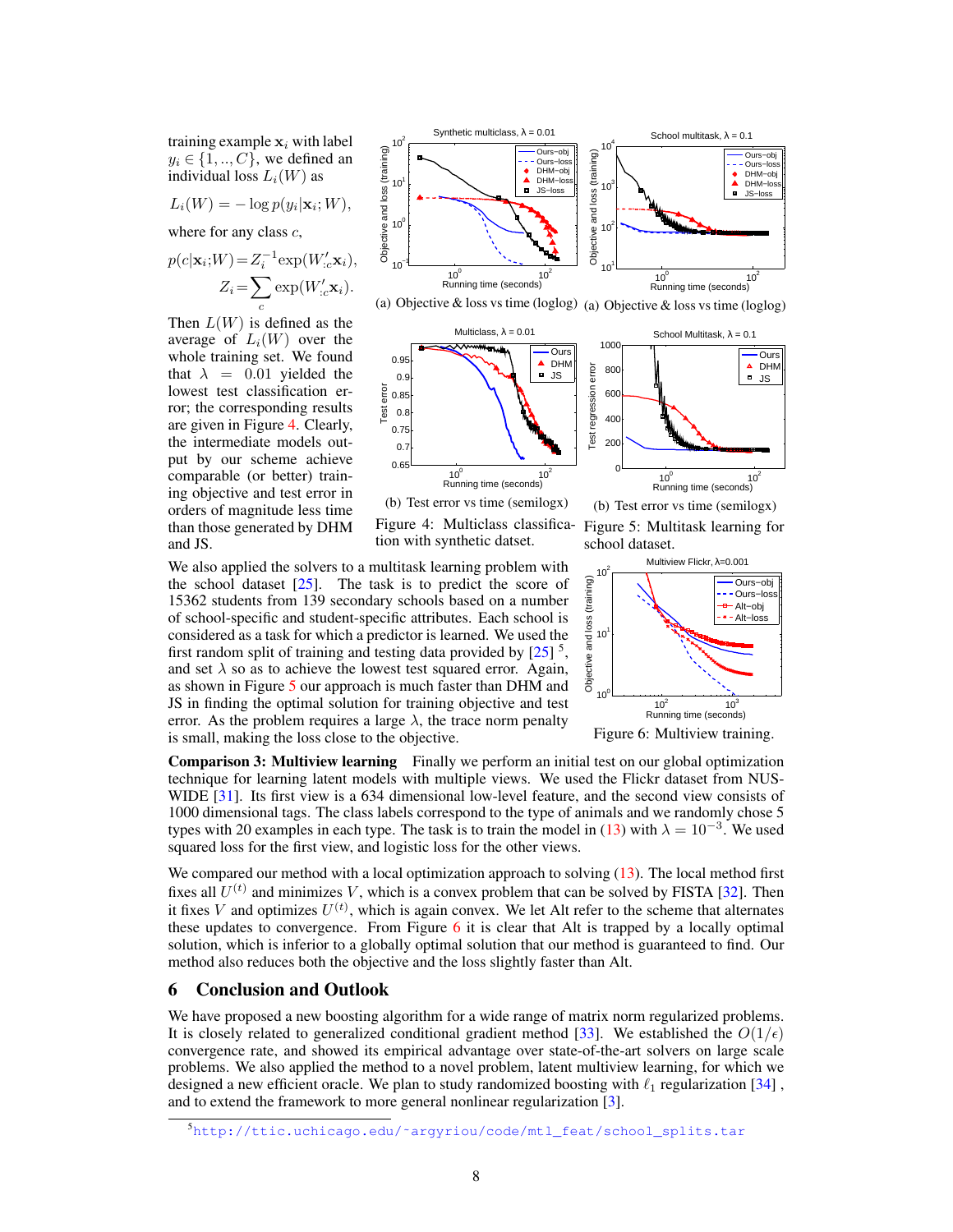training example $\mathbf{x}_i$ with label $y_i \in \{1, .., C\}$, we defined an individual loss $L_i(W)$ as

$$L_i(W) = -\log p(y_i | \mathbf{x}_i; W),$$

where for any class $c$,

$$p(c | \mathbf{x}_i; W) = Z_i^{-1} \exp(W'_{:c} \mathbf{x}_i),$$
$$Z_i = \sum_c \exp(W'_{:c} \mathbf{x}_i).$$

Then $L(W)$ is defined as the average of $L_i(W)$ over the whole training set. We found that $\lambda = 0.01$ yielded the lowest test classification error; the corresponding results are given in Figure 4. Clearly, the intermediate models output by our scheme achieve comparable (or better) training objective and test error in orders of magnitude less time than those generated by DHM and JS.

(a) Objective & loss vs time (loglog)

(b) Test error vs time (semilogx)

Figure 4: Multiclass classification with synthetic dataset.

(a) Objective & loss vs time (loglog)

(b) Test error vs time (semilogx)

Figure 5: Multitask learning for school dataset.

We also applied the solvers to a multitask learning problem with the school dataset [25]. The task is to predict the score of 15362 students from 139 secondary schools based on a number of school-specific and student-specific attributes. Each school is considered as a task for which a predictor is learned. We used the first random split of training and testing data provided by [25] [5], and set $\lambda$ so as to achieve the lowest test squared error. Again, as shown in Figure 5 our approach is much faster than DHM and JS in finding the optimal solution for training objective and test error. As the problem requires a large $\lambda$, the trace norm penalty is small, making the loss close to the objective.

Figure 6: Multiview training.

**Comparison 3: Multiview learning** Finally we perform an initial test on our global optimization technique for learning latent models with multiple views. We used the Flickr dataset from NUS-WIDE [31]. Its first view is a 634 dimensional low-level feature, and the second view consists of 1000 dimensional tags. The class labels correspond to the type of animals and we randomly chose 5 types with 20 examples in each type. The task is to train the model in (13) with $\lambda = 10^{-3}$. We used squared loss for the first view, and logistic loss for the other views.

We compared our method with a local optimization approach to solving (13). The local method first fixes all $U^{(t)}$ and minimizes $V$, which is a convex problem that can be solved by FISTA [32]. Then it fixes $V$ and optimizes $U^{(t)}$, which is again convex. We let Alt refer to the scheme that alternates these updates to convergence. From Figure 6 it is clear that Alt is trapped by a locally optimal solution, which is inferior to a globally optimal solution that our method is guaranteed to find. Our method also reduces both the objective and the loss slightly faster than Alt.

## 6 Conclusion and Outlook

We have proposed a new boosting algorithm for a wide range of matrix norm regularized problems. It is closely related to generalized conditional gradient method [33]. We established the $O(1/\epsilon)$ convergence rate, and showed its empirical advantage over state-of-the-art solvers on large scale problems. We also applied the method to a novel problem, latent multiview learning, for which we designed a new efficient oracle. We plan to study randomized boosting with $\ell_1$ regularization [34] , and to extend the framework to more general nonlinear regularization [3].

[5] http://ttic.uchicago.edu/~argyriou/code/mtl_feat/school_splits.tar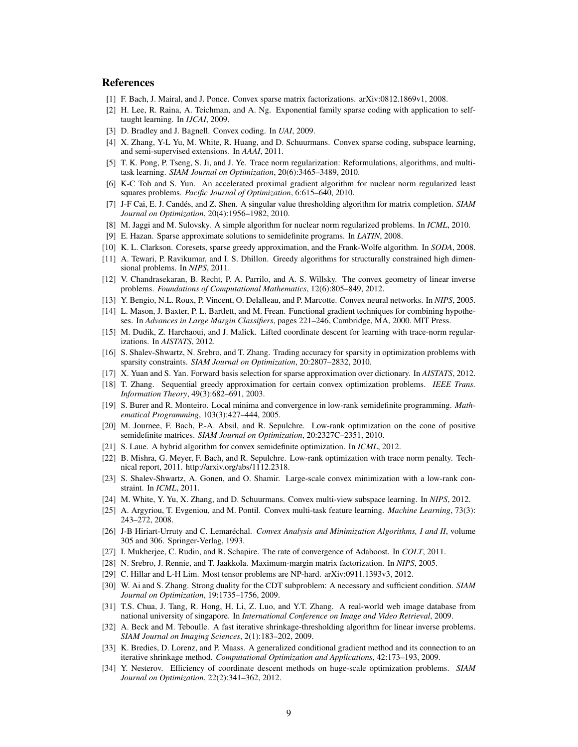# References

[1] F. Bach, J. Mairal, and J. Ponce. Convex sparse matrix factorizations. arXiv:0812.1869v1, 2008.

[2] H. Lee, R. Raina, A. Teichman, and A. Ng. Exponential family sparse coding with application to self-taught learning. In *IJCAI*, 2009.

[3] D. Bradley and J. Bagnell. Convex coding. In *UAI*, 2009.

[4] X. Zhang, Y-L Yu, M. White, R. Huang, and D. Schuurmans. Convex sparse coding, subspace learning, and semi-supervised extensions. In *AAAI*, 2011.

[5] T. K. Pong, P. Tseng, S. Ji, and J. Ye. Trace norm regularization: Reformulations, algorithms, and multi-task learning. *SIAM Journal on Optimization*, 20(6):3465–3489, 2010.

[6] K-C Toh and S. Yun. An accelerated proximal gradient algorithm for nuclear norm regularized least squares problems. *Pacific Journal of Optimization*, 6:615–640, 2010.

[7] J-F Cai, E. J. Candés, and Z. Shen. A singular value thresholding algorithm for matrix completion. *SIAM Journal on Optimization*, 20(4):1956–1982, 2010.

[8] M. Jaggi and M. Sulovsky. A simple algorithm for nuclear norm regularized problems. In *ICML*, 2010.

[9] E. Hazan. Sparse approximate solutions to semidefinite programs. In *LATIN*, 2008.

[10] K. L. Clarkson. Coresets, sparse greedy approximation, and the Frank-Wolfe algorithm. In *SODA*, 2008.

[11] A. Tewari, P. Ravikumar, and I. S. Dhillon. Greedy algorithms for structurally constrained high dimensional problems. In *NIPS*, 2011.

[12] V. Chandrasekaran, B. Recht, P. A. Parrilo, and A. S. Willsky. The convex geometry of linear inverse problems. *Foundations of Computational Mathematics*, 12(6):805–849, 2012.

[13] Y. Bengio, N.L. Roux, P. Vincent, O. Delalleau, and P. Marcotte. Convex neural networks. In *NIPS*, 2005.

[14] L. Mason, J. Baxter, P. L. Bartlett, and M. Frean. Functional gradient techniques for combining hypotheses. In *Advances in Large Margin Classifiers*, pages 221–246, Cambridge, MA, 2000. MIT Press.

[15] M. Dudik, Z. Harchaoui, and J. Malick. Lifted coordinate descent for learning with trace-norm regularizations. In *AISTATS*, 2012.

[16] S. Shalev-Shwartz, N. Srebro, and T. Zhang. Trading accuracy for sparsity in optimization problems with sparsity constraints. *SIAM Journal on Optimization*, 20:2807–2832, 2010.

[17] X. Yuan and S. Yan. Forward basis selection for sparse approximation over dictionary. In *AISTATS*, 2012.

[18] T. Zhang. Sequential greedy approximation for certain convex optimization problems. *IEEE Trans. Information Theory*, 49(3):682–691, 2003.

[19] S. Burer and R. Monteiro. Local minima and convergence in low-rank semidefinite programming. *Mathematical Programming*, 103(3):427–444, 2005.

[20] M. Journee, F. Bach, P.-A. Absil, and R. Sepulchre. Low-rank optimization on the cone of positive semidefinite matrices. *SIAM Journal on Optimization*, 20:2327C–2351, 2010.

[21] S. Laue. A hybrid algorithm for convex semidefinite optimization. In *ICML*, 2012.

[22] B. Mishra, G. Meyer, F. Bach, and R. Sepulchre. Low-rank optimization with trace norm penalty. Technical report, 2011. http://arxiv.org/abs/1112.2318.

[23] S. Shalev-Shwartz, A. Gonen, and O. Shamir. Large-scale convex minimization with a low-rank constraint. In *ICML*, 2011.

[24] M. White, Y. Yu, X. Zhang, and D. Schuurmans. Convex multi-view subspace learning. In *NIPS*, 2012.

[25] A. Argyriou, T. Evgeniou, and M. Pontil. Convex multi-task feature learning. *Machine Learning*, 73(3): 243–272, 2008.

[26] J-B Hiriart-Urruty and C. Lemaréchal. *Convex Analysis and Minimization Algorithms, I and II*, volume 305 and 306. Springer-Verlag, 1993.

[27] I. Mukherjee, C. Rudin, and R. Schapire. The rate of convergence of Adaboost. In *COLT*, 2011.

[28] N. Srebro, J. Rennie, and T. Jaakkola. Maximum-margin matrix factorization. In *NIPS*, 2005.

[29] C. Hillar and L-H Lim. Most tensor problems are NP-hard. arXiv:0911.1393v3, 2012.

[30] W. Ai and S. Zhang. Strong duality for the CDT subproblem: A necessary and sufficient condition. *SIAM Journal on Optimization*, 19:1735–1756, 2009.

[31] T.S. Chua, J. Tang, R. Hong, H. Li, Z. Luo, and Y.T. Zhang. A real-world web image database from national university of singapore. In *International Conference on Image and Video Retrieval*, 2009.

[32] A. Beck and M. Teboulle. A fast iterative shrinkage-thresholding algorithm for linear inverse problems. *SIAM Journal on Imaging Sciences*, 2(1):183–202, 2009.

[33] K. Bredies, D. Lorenz, and P. Maass. A generalized conditional gradient method and its connection to an iterative shrinkage method. *Computational Optimization and Applications*, 42:173–193, 2009.

[34] Y. Nesterov. Efficiency of coordinate descent methods on huge-scale optimization problems. *SIAM Journal on Optimization*, 22(2):341–362, 2012.